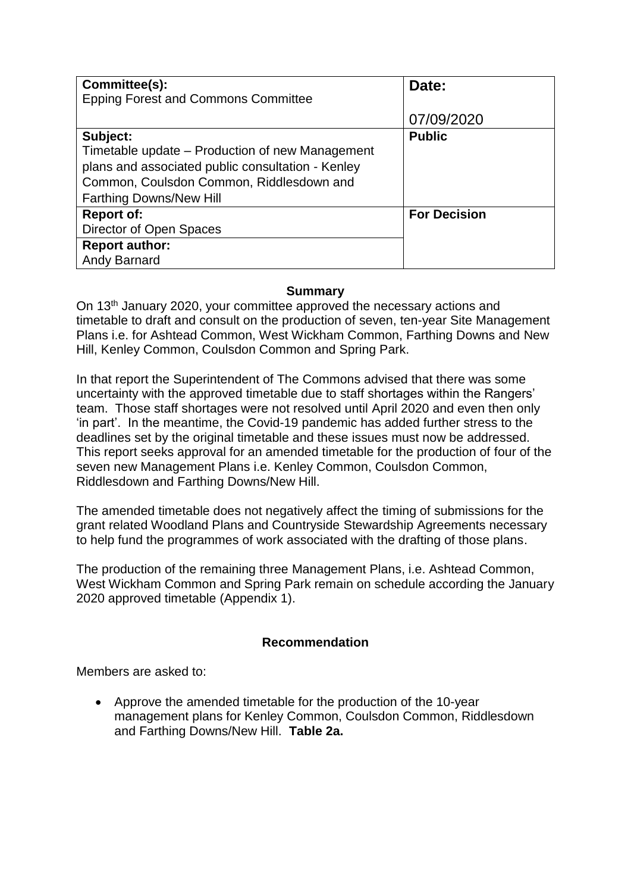| **Committee(s):** Epping Forest and Commons Committee | **Date:** 07/09/2020 |
|---|---|
| **Subject:** Timetable update – Production of new Management plans and associated public consultation - Kenley Common, Coulsdon Common, Riddlesdown and Farthing Downs/New Hill | **Public** |
| **Report of:** Director of Open Spaces | **For Decision** |
| **Report author:** Andy Barnard | |

## Summary

On 13th January 2020, your committee approved the necessary actions and timetable to draft and consult on the production of seven, ten-year Site Management Plans i.e. for Ashtead Common, West Wickham Common, Farthing Downs and New Hill, Kenley Common, Coulsdon Common and Spring Park.

In that report the Superintendent of The Commons advised that there was some uncertainty with the approved timetable due to staff shortages within the Rangers' team. Those staff shortages were not resolved until April 2020 and even then only 'in part'. In the meantime, the Covid-19 pandemic has added further stress to the deadlines set by the original timetable and these issues must now be addressed. This report seeks approval for an amended timetable for the production of four of the seven new Management Plans i.e. Kenley Common, Coulsdon Common, Riddlesdown and Farthing Downs/New Hill.

The amended timetable does not negatively affect the timing of submissions for the grant related Woodland Plans and Countryside Stewardship Agreements necessary to help fund the programmes of work associated with the drafting of those plans.

The production of the remaining three Management Plans, i.e. Ashtead Common, West Wickham Common and Spring Park remain on schedule according the January 2020 approved timetable (Appendix 1).

## Recommendation

Members are asked to:

- Approve the amended timetable for the production of the 10-year management plans for Kenley Common, Coulsdon Common, Riddlesdown and Farthing Downs/New Hill. **Table 2a.**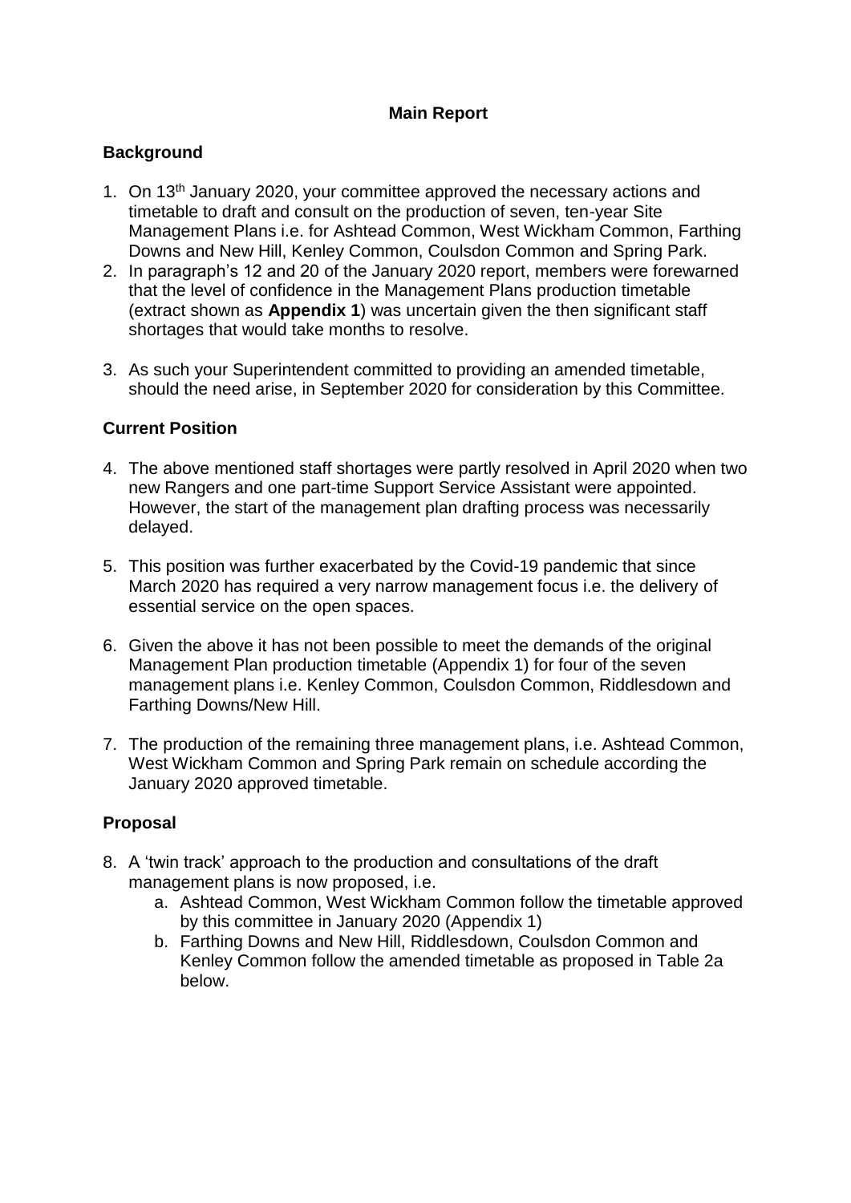## Main Report

### Background

1. On 13th January 2020, your committee approved the necessary actions and timetable to draft and consult on the production of seven, ten-year Site Management Plans i.e. for Ashtead Common, West Wickham Common, Farthing Downs and New Hill, Kenley Common, Coulsdon Common and Spring Park.
2. In paragraph's 12 and 20 of the January 2020 report, members were forewarned that the level of confidence in the Management Plans production timetable (extract shown as **Appendix 1**) was uncertain given the then significant staff shortages that would take months to resolve.
3. As such your Superintendent committed to providing an amended timetable, should the need arise, in September 2020 for consideration by this Committee.

### Current Position

4. The above mentioned staff shortages were partly resolved in April 2020 when two new Rangers and one part-time Support Service Assistant were appointed. However, the start of the management plan drafting process was necessarily delayed.
5. This position was further exacerbated by the Covid-19 pandemic that since March 2020 has required a very narrow management focus i.e. the delivery of essential service on the open spaces.
6. Given the above it has not been possible to meet the demands of the original Management Plan production timetable (Appendix 1) for four of the seven management plans i.e. Kenley Common, Coulsdon Common, Riddlesdown and Farthing Downs/New Hill.
7. The production of the remaining three management plans, i.e. Ashtead Common, West Wickham Common and Spring Park remain on schedule according the January 2020 approved timetable.

### Proposal

8. A 'twin track' approach to the production and consultations of the draft management plans is now proposed, i.e.
   a. Ashtead Common, West Wickham Common follow the timetable approved by this committee in January 2020 (Appendix 1)
   b. Farthing Downs and New Hill, Riddlesdown, Coulsdon Common and Kenley Common follow the amended timetable as proposed in Table 2a below.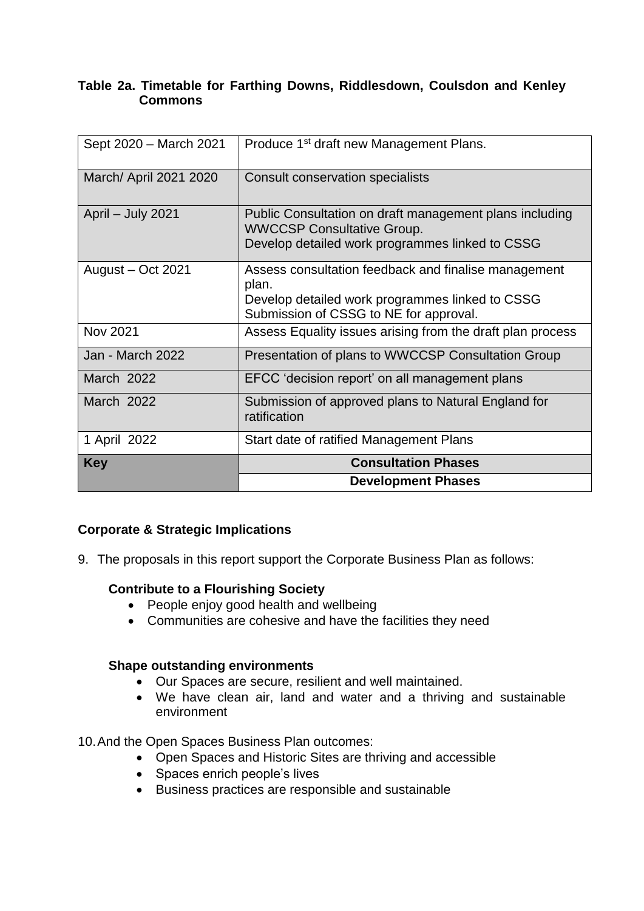**Table 2a. Timetable for Farthing Downs, Riddlesdown, Coulsdon and Kenley Commons**

| | |
|---|---|
| Sept 2020 – March 2021 | Produce 1st draft new Management Plans. |
| March/ April 2021 2020 | Consult conservation specialists |
| April – July 2021 | Public Consultation on draft management plans including WWCCSP Consultative Group.<br>Develop detailed work programmes linked to CSSG |
| August – Oct 2021 | Assess consultation feedback and finalise management plan.<br>Develop detailed work programmes linked to CSSG<br>Submission of CSSG to NE for approval. |
| Nov 2021 | Assess Equality issues arising from the draft plan process |
| Jan - March 2022 | Presentation of plans to WWCCSP Consultation Group |
| March 2022 | EFCC 'decision report' on all management plans |
| March 2022 | Submission of approved plans to Natural England for ratification |
| 1 April 2022 | Start date of ratified Management Plans |
| **Key** | **Consultation Phases** |
| | **Development Phases** |

**Corporate & Strategic Implications**

9. The proposals in this report support the Corporate Business Plan as follows:

**Contribute to a Flourishing Society**

- People enjoy good health and wellbeing
- Communities are cohesive and have the facilities they need

**Shape outstanding environments**

- Our Spaces are secure, resilient and well maintained.
- We have clean air, land and water and a thriving and sustainable environment

10. And the Open Spaces Business Plan outcomes:

- Open Spaces and Historic Sites are thriving and accessible
- Spaces enrich people's lives
- Business practices are responsible and sustainable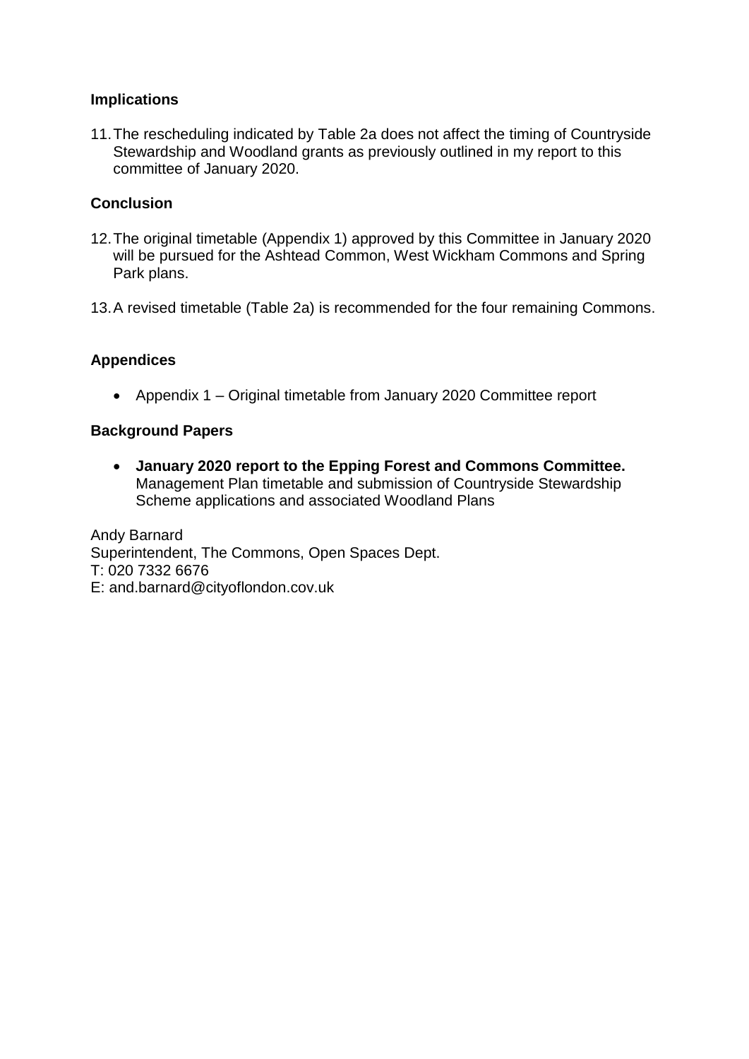**Implications**

11. The rescheduling indicated by Table 2a does not affect the timing of Countryside Stewardship and Woodland grants as previously outlined in my report to this committee of January 2020.

**Conclusion**

12. The original timetable (Appendix 1) approved by this Committee in January 2020 will be pursued for the Ashtead Common, West Wickham Commons and Spring Park plans.

13. A revised timetable (Table 2a) is recommended for the four remaining Commons.

**Appendices**

- Appendix 1 – Original timetable from January 2020 Committee report

**Background Papers**

- **January 2020 report to the Epping Forest and Commons Committee.** Management Plan timetable and submission of Countryside Stewardship Scheme applications and associated Woodland Plans

Andy Barnard
Superintendent, The Commons, Open Spaces Dept.
T: 020 7332 6676
E: and.barnard@cityoflondon.cov.uk